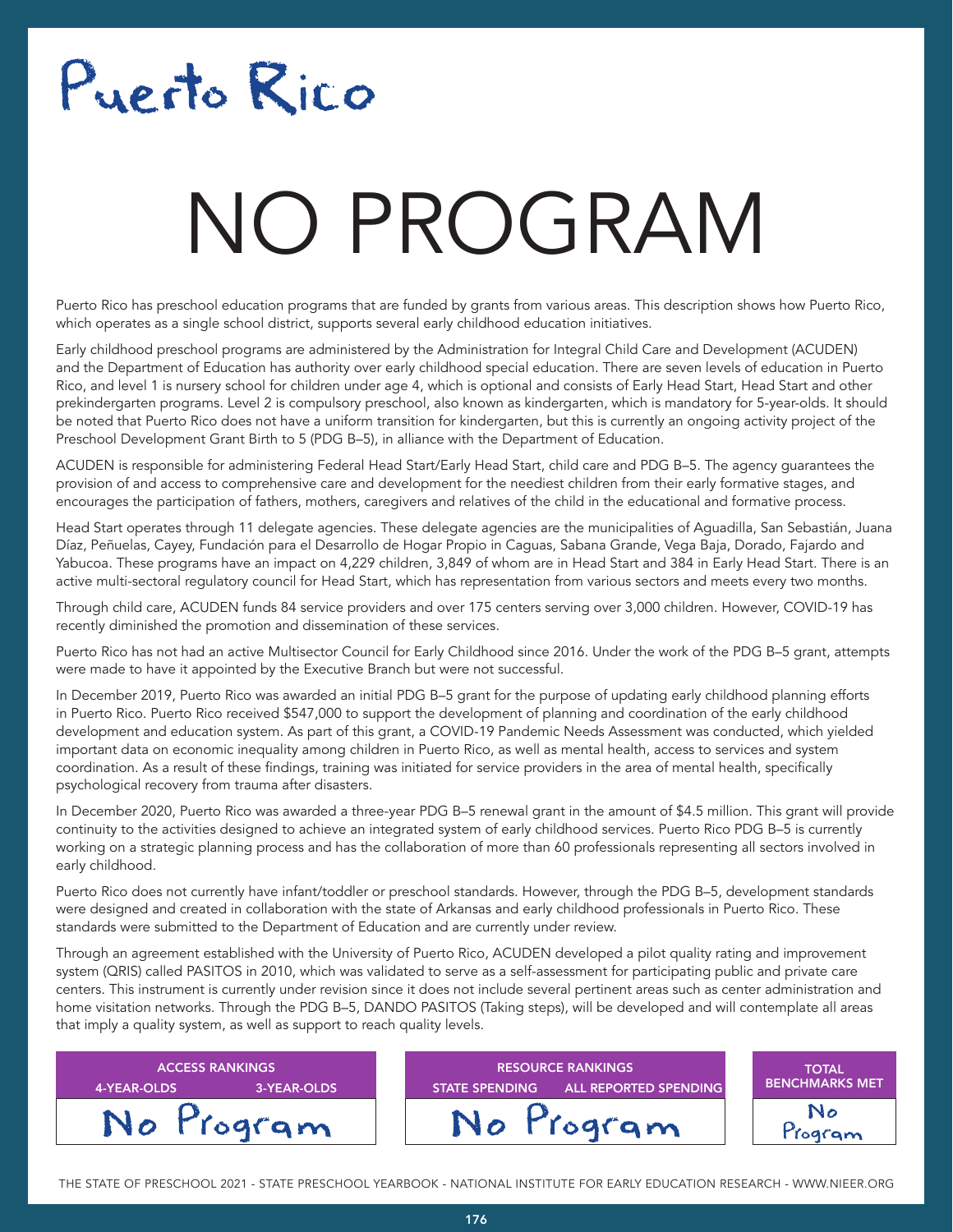# Puerto Rico

# NO PROGRAM

Puerto Rico has preschool education programs that are funded by grants from various areas. This description shows how Puerto Rico, which operates as a single school district, supports several early childhood education initiatives.

Early childhood preschool programs are administered by the Administration for Integral Child Care and Development (ACUDEN) and the Department of Education has authority over early childhood special education. There are seven levels of education in Puerto Rico, and level 1 is nursery school for children under age 4, which is optional and consists of Early Head Start, Head Start and other prekindergarten programs. Level 2 is compulsory preschool, also known as kindergarten, which is mandatory for 5-year-olds. It should be noted that Puerto Rico does not have a uniform transition for kindergarten, but this is currently an ongoing activity project of the Preschool Development Grant Birth to 5 (PDG B–5), in alliance with the Department of Education.

ACUDEN is responsible for administering Federal Head Start/Early Head Start, child care and PDG B–5. The agency guarantees the provision of and access to comprehensive care and development for the neediest children from their early formative stages, and encourages the participation of fathers, mothers, caregivers and relatives of the child in the educational and formative process.

Head Start operates through 11 delegate agencies. These delegate agencies are the municipalities of Aguadilla, San Sebastián, Juana Díaz, Peñuelas, Cayey, Fundación para el Desarrollo de Hogar Propio in Caguas, Sabana Grande, Vega Baja, Dorado, Fajardo and Yabucoa. These programs have an impact on 4,229 children, 3,849 of whom are in Head Start and 384 in Early Head Start. There is an active multi-sectoral regulatory council for Head Start, which has representation from various sectors and meets every two months.

Through child care, ACUDEN funds 84 service providers and over 175 centers serving over 3,000 children. However, COVID-19 has recently diminished the promotion and dissemination of these services.

Puerto Rico has not had an active Multisector Council for Early Childhood since 2016. Under the work of the PDG B–5 grant, attempts were made to have it appointed by the Executive Branch but were not successful.

In December 2019, Puerto Rico was awarded an initial PDG B–5 grant for the purpose of updating early childhood planning efforts in Puerto Rico. Puerto Rico received $547,000 to support the development of planning and coordination of the early childhood development and education system. As part of this grant, a COVID-19 Pandemic Needs Assessment was conducted, which yielded important data on economic inequality among children in Puerto Rico, as well as mental health, access to services and system coordination. As a result of these findings, training was initiated for service providers in the area of mental health, specifically psychological recovery from trauma after disasters.

In December 2020, Puerto Rico was awarded a three-year PDG B–5 renewal grant in the amount of $4.5 million. This grant will provide continuity to the activities designed to achieve an integrated system of early childhood services. Puerto Rico PDG B–5 is currently working on a strategic planning process and has the collaboration of more than 60 professionals representing all sectors involved in early childhood.

Puerto Rico does not currently have infant/toddler or preschool standards. However, through the PDG B–5, development standards were designed and created in collaboration with the state of Arkansas and early childhood professionals in Puerto Rico. These standards were submitted to the Department of Education and are currently under review.

Through an agreement established with the University of Puerto Rico, ACUDEN developed a pilot quality rating and improvement system (QRIS) called PASITOS in 2010, which was validated to serve as a self-assessment for participating public and private care centers. This instrument is currently under revision since it does not include several pertinent areas such as center administration and home visitation networks. Through the PDG B–5, DANDO PASITOS (Taking steps), will be developed and will contemplate all areas that imply a quality system, as well as support to reach quality levels.

| ACCESS RANKINGS | | RESOURCE RANKINGS | | TOTAL BENCHMARKS MET |
|---|---|---|---|---|
| 4-YEAR-OLDS | 3-YEAR-OLDS | STATE SPENDING | ALL REPORTED SPENDING | |
| No Program | | No Program | | No Program |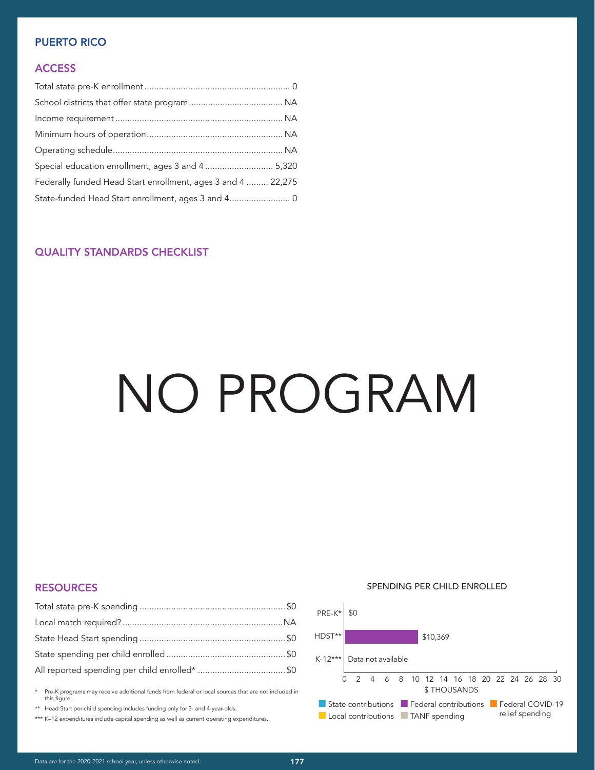## PUERTO RICO

### ACCESS

| | |
|---|---|
| Total state pre-K enrollment | 0 |
| School districts that offer state program | NA |
| Income requirement | NA |
| Minimum hours of operation | NA |
| Operating schedule | NA |
| Special education enrollment, ages 3 and 4 | 5,320 |
| Federally funded Head Start enrollment, ages 3 and 4 | 22,275 |
| State-funded Head Start enrollment, ages 3 and 4 | 0 |

### QUALITY STANDARDS CHECKLIST

# NO PROGRAM

### RESOURCES

| | |
|---|---|
| Total state pre-K spending | $0 |
| Local match required? | NA |
| State Head Start spending | $0 |
| State spending per child enrolled | $0 |
| All reported spending per child enrolled* | $0 |

\* Pre-K programs may receive additional funds from federal or local sources that are not included in this figure.

** Head Start per-child spending includes funding only for 3- and 4-year-olds.

*** K–12 expenditures include capital spending as well as current operating expenditures.

SPENDING PER CHILD ENROLLED

PRE-K* $0

HDST** $10,369

K-12*** Data not available

0 2 4 6 8 10 12 14 16 18 20 22 24 26 28 30

$ THOUSANDS

State contributions, Federal contributions, Federal COVID-19 relief spending, Local contributions, TANF spending

Data are for the 2020-2021 school year, unless otherwise noted.